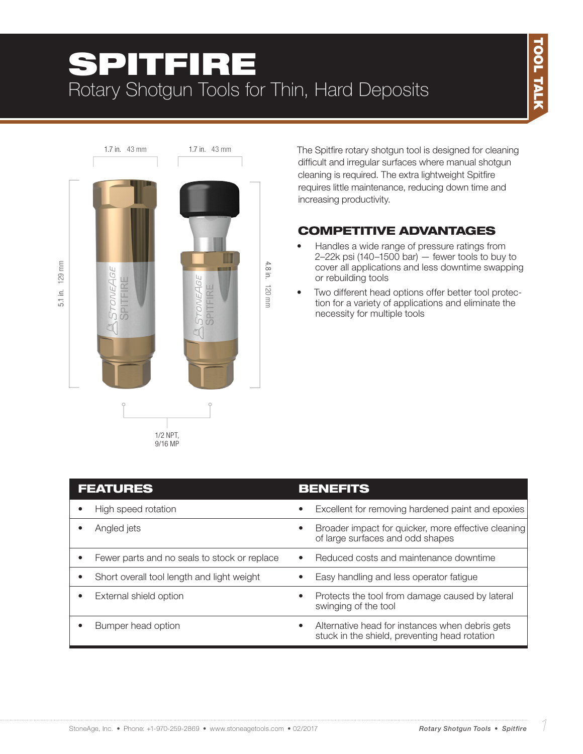# SPITFIRE

## Rotary Shotgun Tools for Thin, Hard Deposits

TOOL TALK

1.7 in. 43 mm

1.7 in. 43 mm

5.1 in. 129 mm

4.8 in. 120 mm

1/2 NPT, 9/16 MP

The Spitfire rotary shotgun tool is designed for cleaning difficult and irregular surfaces where manual shotgun cleaning is required. The extra lightweight Spitfire requires little maintenance, reducing down time and increasing productivity.

### COMPETITIVE ADVANTAGES

- Handles a wide range of pressure ratings from 2–22k psi (140–1500 bar) — fewer tools to buy to cover all applications and less downtime swapping or rebuilding tools
- Two different head options offer better tool protection for a variety of applications and eliminate the necessity for multiple tools

| FEATURES | BENEFITS |
| --- | --- |
| • High speed rotation | • Excellent for removing hardened paint and epoxies |
| • Angled jets | • Broader impact for quicker, more effective cleaning of large surfaces and odd shapes |
| • Fewer parts and no seals to stock or replace | • Reduced costs and maintenance downtime |
| • Short overall tool length and light weight | • Easy handling and less operator fatigue |
| • External shield option | • Protects the tool from damage caused by lateral swinging of the tool |
| • Bumper head option | • Alternative head for instances when debris gets stuck in the shield, preventing head rotation |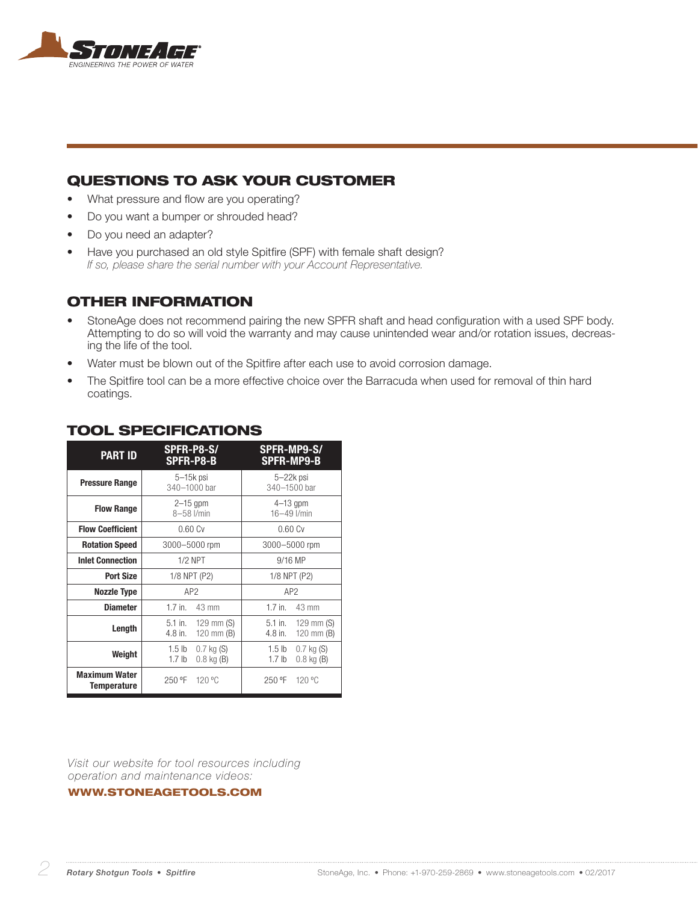## QUESTIONS TO ASK YOUR CUSTOMER

- What pressure and flow are you operating?
- Do you want a bumper or shrouded head?
- Do you need an adapter?
- Have you purchased an old style Spitfire (SPF) with female shaft design?
  *If so, please share the serial number with your Account Representative.*

## OTHER INFORMATION

- StoneAge does not recommend pairing the new SPFR shaft and head configuration with a used SPF body. Attempting to do so will void the warranty and may cause unintended wear and/or rotation issues, decreasing the life of the tool.
- Water must be blown out of the Spitfire after each use to avoid corrosion damage.
- The Spitfire tool can be a more effective choice over the Barracuda when used for removal of thin hard coatings.

## TOOL SPECIFICATIONS

| PART ID | SPFR-P8-S/ SPFR-P8-B | SPFR-MP9-S/ SPFR-MP9-B |
|---|---|---|
| **Pressure Range** | 5–15k psi<br>340–1000 bar | 5–22k psi<br>340–1500 bar |
| **Flow Range** | 2–15 gpm<br>8–58 l/min | 4–13 gpm<br>16–49 l/min |
| **Flow Coefficient** | 0.60 Cv | 0.60 Cv |
| **Rotation Speed** | 3000–5000 rpm | 3000–5000 rpm |
| **Inlet Connection** | 1/2 NPT | 9/16 MP |
| **Port Size** | 1/8 NPT (P2) | 1/8 NPT (P2) |
| **Nozzle Type** | AP2 | AP2 |
| **Diameter** | 1.7 in. 43 mm | 1.7 in. 43 mm |
| **Length** | 5.1 in. 129 mm (S)<br>4.8 in. 120 mm (B) | 5.1 in. 129 mm (S)<br>4.8 in. 120 mm (B) |
| **Weight** | 1.5 lb 0.7 kg (S)<br>1.7 lb 0.8 kg (B) | 1.5 lb 0.7 kg (S)<br>1.7 lb 0.8 kg (B) |
| **Maximum Water Temperature** | 250 ºF 120 ºC | 250 ºF 120 ºC |

*Visit our website for tool resources including operation and maintenance videos:*

**WWW.STONEAGETOOLS.COM**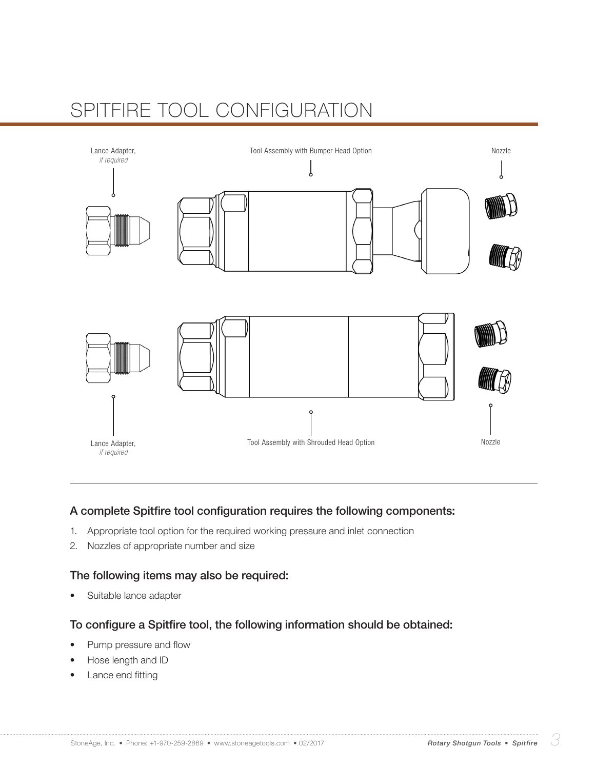# SPITFIRE TOOL CONFIGURATION

Lance Adapter, *if required*

Tool Assembly with Bumper Head Option

Nozzle

Lance Adapter, *if required*

Tool Assembly with Shrouded Head Option

Nozzle

### A complete Spitfire tool configuration requires the following components:

1. Appropriate tool option for the required working pressure and inlet connection
2. Nozzles of appropriate number and size

### The following items may also be required:

- Suitable lance adapter

### To configure a Spitfire tool, the following information should be obtained:

- Pump pressure and flow
- Hose length and ID
- Lance end fitting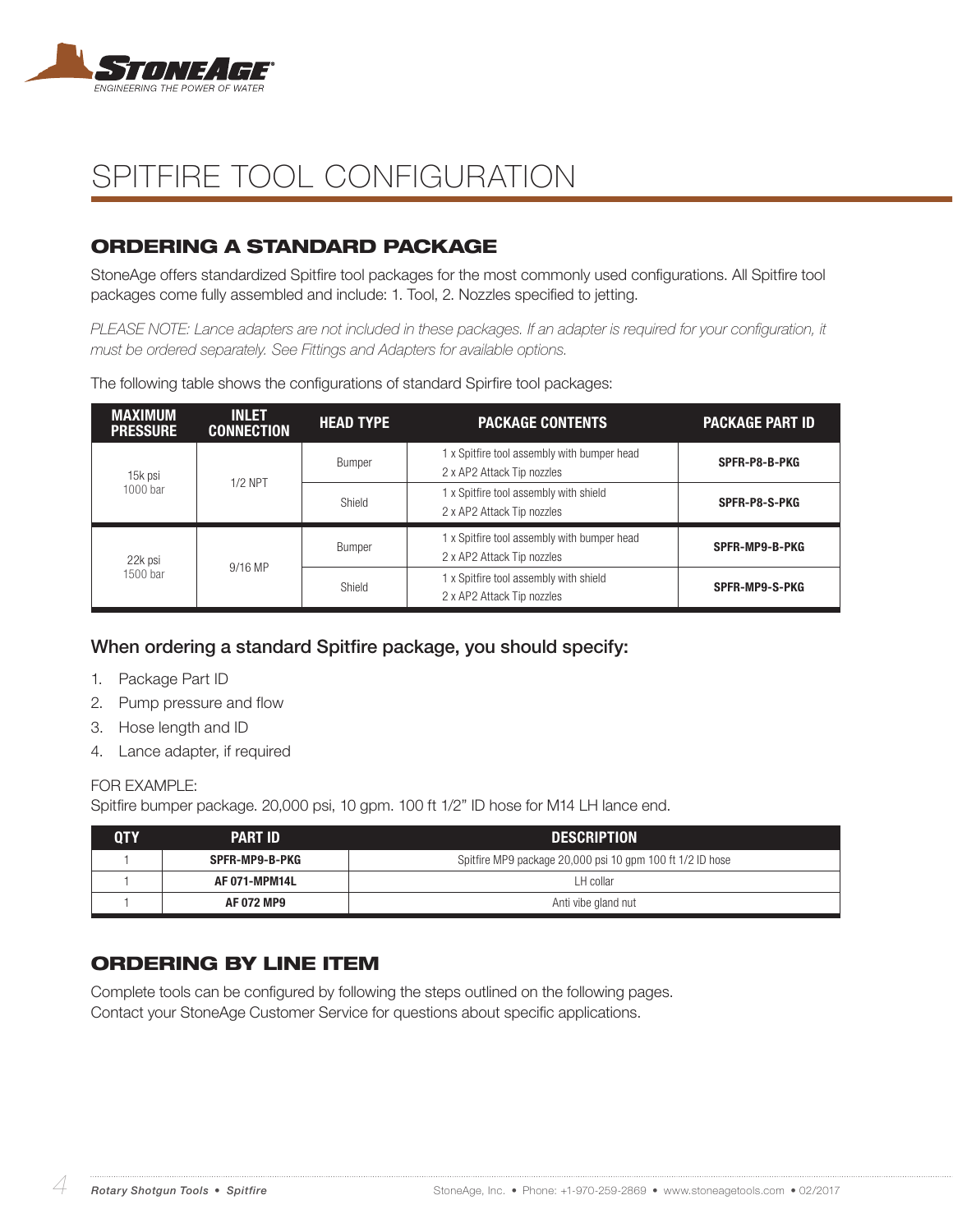# SPITFIRE TOOL CONFIGURATION

## ORDERING A STANDARD PACKAGE

StoneAge offers standardized Spitfire tool packages for the most commonly used configurations. All Spitfire tool packages come fully assembled and include: 1. Tool, 2. Nozzles specified to jetting.

*PLEASE NOTE: Lance adapters are not included in these packages. If an adapter is required for your configuration, it must be ordered separately. See Fittings and Adapters for available options.*

The following table shows the configurations of standard Spirfire tool packages:

| MAXIMUM PRESSURE | INLET CONNECTION | HEAD TYPE | PACKAGE CONTENTS | PACKAGE PART ID |
|---|---|---|---|---|
| 15k psi 1000 bar | 1/2 NPT | Bumper | 1 x Spitfire tool assembly with bumper head 2 x AP2 Attack Tip nozzles | **SPFR-P8-B-PKG** |
| | | Shield | 1 x Spitfire tool assembly with shield 2 x AP2 Attack Tip nozzles | **SPFR-P8-S-PKG** |
| 22k psi 1500 bar | 9/16 MP | Bumper | 1 x Spitfire tool assembly with bumper head 2 x AP2 Attack Tip nozzles | **SPFR-MP9-B-PKG** |
| | | Shield | 1 x Spitfire tool assembly with shield 2 x AP2 Attack Tip nozzles | **SPFR-MP9-S-PKG** |

### When ordering a standard Spitfire package, you should specify:

1. Package Part ID
2. Pump pressure and flow
3. Hose length and ID
4. Lance adapter, if required

FOR EXAMPLE:
Spitfire bumper package. 20,000 psi, 10 gpm. 100 ft 1/2" ID hose for M14 LH lance end.

| QTY | PART ID | DESCRIPTION |
|---|---|---|
| 1 | **SPFR-MP9-B-PKG** | Spitfire MP9 package 20,000 psi 10 gpm 100 ft 1/2 ID hose |
| 1 | **AF 071-MPM14L** | LH collar |
| 1 | **AF 072 MP9** | Anti vibe gland nut |

## ORDERING BY LINE ITEM

Complete tools can be configured by following the steps outlined on the following pages.
Contact your StoneAge Customer Service for questions about specific applications.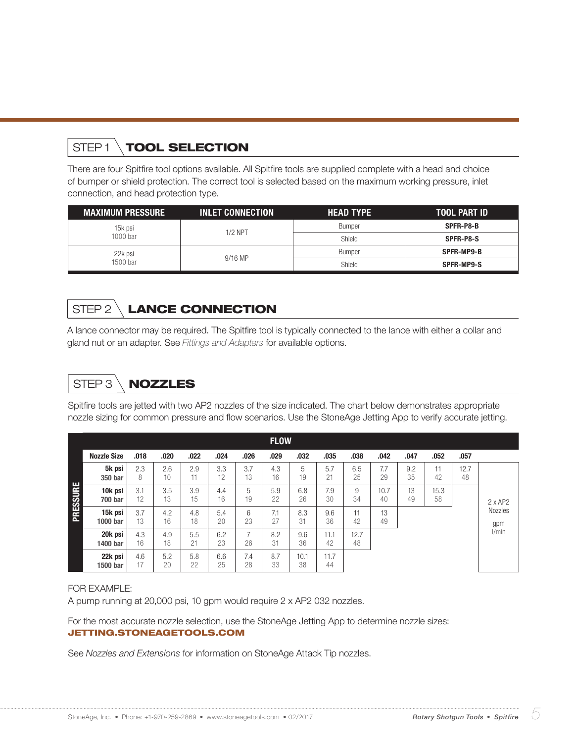## STEP 1 TOOL SELECTION

There are four Spitfire tool options available. All Spitfire tools are supplied complete with a head and choice of bumper or shield protection. The correct tool is selected based on the maximum working pressure, inlet connection, and head protection type.

| MAXIMUM PRESSURE | INLET CONNECTION | HEAD TYPE | TOOL PART ID |
|---|---|---|---|
| 15k psi 1000 bar | 1/2 NPT | Bumper | **SPFR-P8-B** |
| | | Shield | **SPFR-P8-S** |
| 22k psi 1500 bar | 9/16 MP | Bumper | **SPFR-MP9-B** |
| | | Shield | **SPFR-MP9-S** |

## STEP 2 LANCE CONNECTION

A lance connector may be required. The Spitfire tool is typically connected to the lance with either a collar and gland nut or an adapter. See *Fittings and Adapters* for available options.

## STEP 3 NOZZLES

Spitfire tools are jetted with two AP2 nozzles of the size indicated. The chart below demonstrates appropriate nozzle sizing for common pressure and flow scenarios. Use the StoneAge Jetting App to verify accurate jetting.

| PRESSURE \ FLOW | .018 | .020 | .022 | .024 | .026 | .029 | .032 | .035 | .038 | .042 | .047 | .052 | .057 | 2 x AP2 Nozzles |
|---|---|---|---|---|---|---|---|---|---|---|---|---|---|---|
| **Nozzle Size** | | | | | | | | | | | | | | |
| **5k psi 350 bar** | 2.3 / 8 | 2.6 / 10 | 2.9 / 11 | 3.3 / 12 | 3.7 / 13 | 4.3 / 16 | 5 / 19 | 5.7 / 21 | 6.5 / 25 | 7.7 / 29 | 9.2 / 35 | 11 / 42 | 12.7 / 48 | gpm / l/min |
| **10k psi 700 bar** | 3.1 / 12 | 3.5 / 13 | 3.9 / 15 | 4.4 / 16 | 5 / 19 | 5.9 / 22 | 6.8 / 26 | 7.9 / 30 | 9 / 34 | 10.7 / 40 | 13 / 49 | 15.3 / 58 | | gpm / l/min |
| **15k psi 1000 bar** | 3.7 / 13 | 4.2 / 16 | 4.8 / 18 | 5.4 / 20 | 6 / 23 | 7.1 / 27 | 8.3 / 31 | 9.6 / 36 | 11 / 42 | 13 / 49 | | | | gpm / l/min |
| **20k psi 1400 bar** | 4.3 / 16 | 4.9 / 18 | 5.5 / 21 | 6.2 / 23 | 7 / 26 | 8.2 / 31 | 9.6 / 36 | 11.1 / 42 | 12.7 / 48 | | | | | gpm / l/min |
| **22k psi 1500 bar** | 4.6 / 17 | 5.2 / 20 | 5.8 / 22 | 6.6 / 25 | 7.4 / 28 | 8.7 / 33 | 10.1 / 38 | 11.7 / 44 | | | | | | gpm / l/min |

FOR EXAMPLE:
A pump running at 20,000 psi, 10 gpm would require 2 x AP2 032 nozzles.

For the most accurate nozzle selection, use the StoneAge Jetting App to determine nozzle sizes:
**JETTING.STONEAGETOOLS.COM**

See *Nozzles and Extensions* for information on StoneAge Attack Tip nozzles.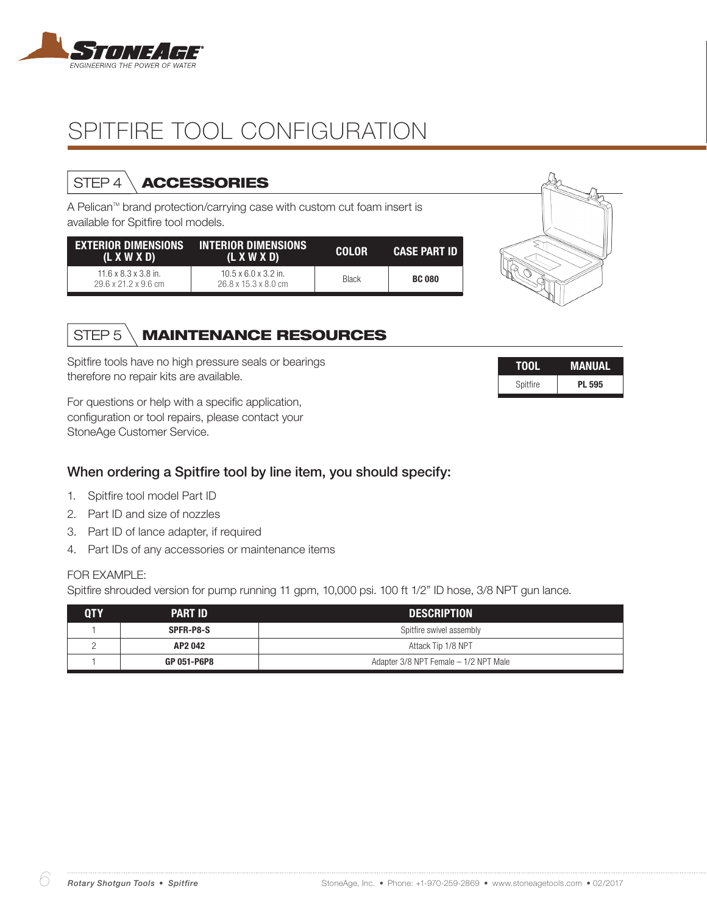# SPITFIRE TOOL CONFIGURATION

## STEP 4 ACCESSORIES

A Pelican™ brand protection/carrying case with custom cut foam insert is available for Spitfire tool models.

| EXTERIOR DIMENSIONS (L X W X D) | INTERIOR DIMENSIONS (L X W X D) | COLOR | CASE PART ID |
|---|---|---|---|
| 11.6 x 8.3 x 3.8 in. 29.6 x 21.2 x 9.6 cm | 10.5 x 6.0 x 3.2 in. 26.8 x 15.3 x 8.0 cm | Black | **BC 080** |

## STEP 5 MAINTENANCE RESOURCES

Spitfire tools have no high pressure seals or bearings therefore no repair kits are available.

For questions or help with a specific application, configuration or tool repairs, please contact your StoneAge Customer Service.

| TOOL | MANUAL |
|---|---|
| Spitfire | **PL 595** |

### When ordering a Spitfire tool by line item, you should specify:

1. Spitfire tool model Part ID
2. Part ID and size of nozzles
3. Part ID of lance adapter, if required
4. Part IDs of any accessories or maintenance items

FOR EXAMPLE:
Spitfire shrouded version for pump running 11 gpm, 10,000 psi. 100 ft 1/2" ID hose, 3/8 NPT gun lance.

| QTY | PART ID | DESCRIPTION |
|---|---|---|
| 1 | **SPFR-P8-S** | Spitfire swivel assembly |
| 2 | **AP2 042** | Attack Tip 1/8 NPT |
| 1 | **GP 051-P6P8** | Adapter 3/8 NPT Female – 1/2 NPT Male |